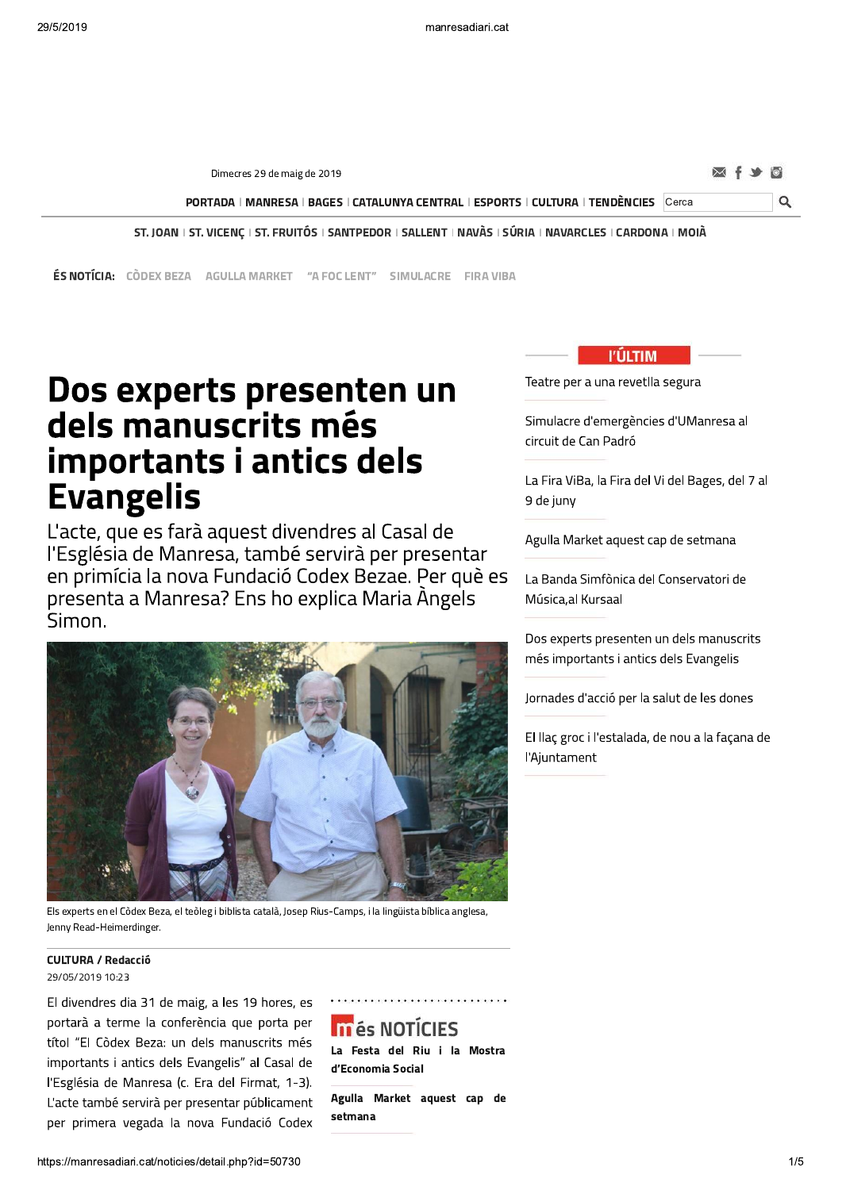Dimecres 29 de maig de 2019

PORTADA | MANRESA | BAGES | CATALUNYA CENTRAL | ESPORTS | CULTURA | TENDÈNCIES

ST. JOAN | ST. VICENÇ | ST. FRUITÓS | SANTPEDOR | SALLENT | NAVÀS | SÚRIA | NAVARCLES | CARDONA | MOIÀ

**ÉS NOTÍCIA:** CÒDEX BEZA AGULLA MARKET "A FOC LENT" SIMULACRE FIRA VIBA

# Dos experts presenten un dels manuscrits més importants i antics dels Evangelis

## L'acte, que es farà aquest divendres al Casal de l'Església de Manresa, també servirà per presentar en primícia la nova Fundació Codex Bezae. Per què es presenta a Manresa? Ens ho explica Maria Àngels Simon.

Els experts en el Còdex Beza, el teòleg i biblista català, Josep Rius-Camps, i la lingüista bíblica anglesa, Jenny Read-Heimerdinger.

**CULTURA / Redacció**
29/05/2019 10:23

El divendres dia 31 de maig, a les 19 hores, es portarà a terme la conferència que porta per títol "El Còdex Beza: un dels manuscrits més importants i antics dels Evangelis" al Casal de l'Església de Manresa (c. Era del Firmat, 1-3). L'acte també servirà per presentar públicament per primera vegada la nova Fundació Codex

**Més NOTÍCIES**

**La Festa del Riu i la Mostra d'Economia Social**

**Agulla Market aquest cap de setmana**

**L'ÚLTIM**

Teatre per a una revetlla segura

Simulacre d'emergències d'UManresa al circuit de Can Padró

La Fira ViBa, la Fira del Vi del Bages, del 7 al 9 de juny

Agulla Market aquest cap de setmana

La Banda Simfònica del Conservatori de Música,al Kursaal

Dos experts presenten un dels manuscrits més importants i antics dels Evangelis

Jornades d'acció per la salut de les dones

El llaç groc i l'estalada, de nou a la façana de l'Ajuntament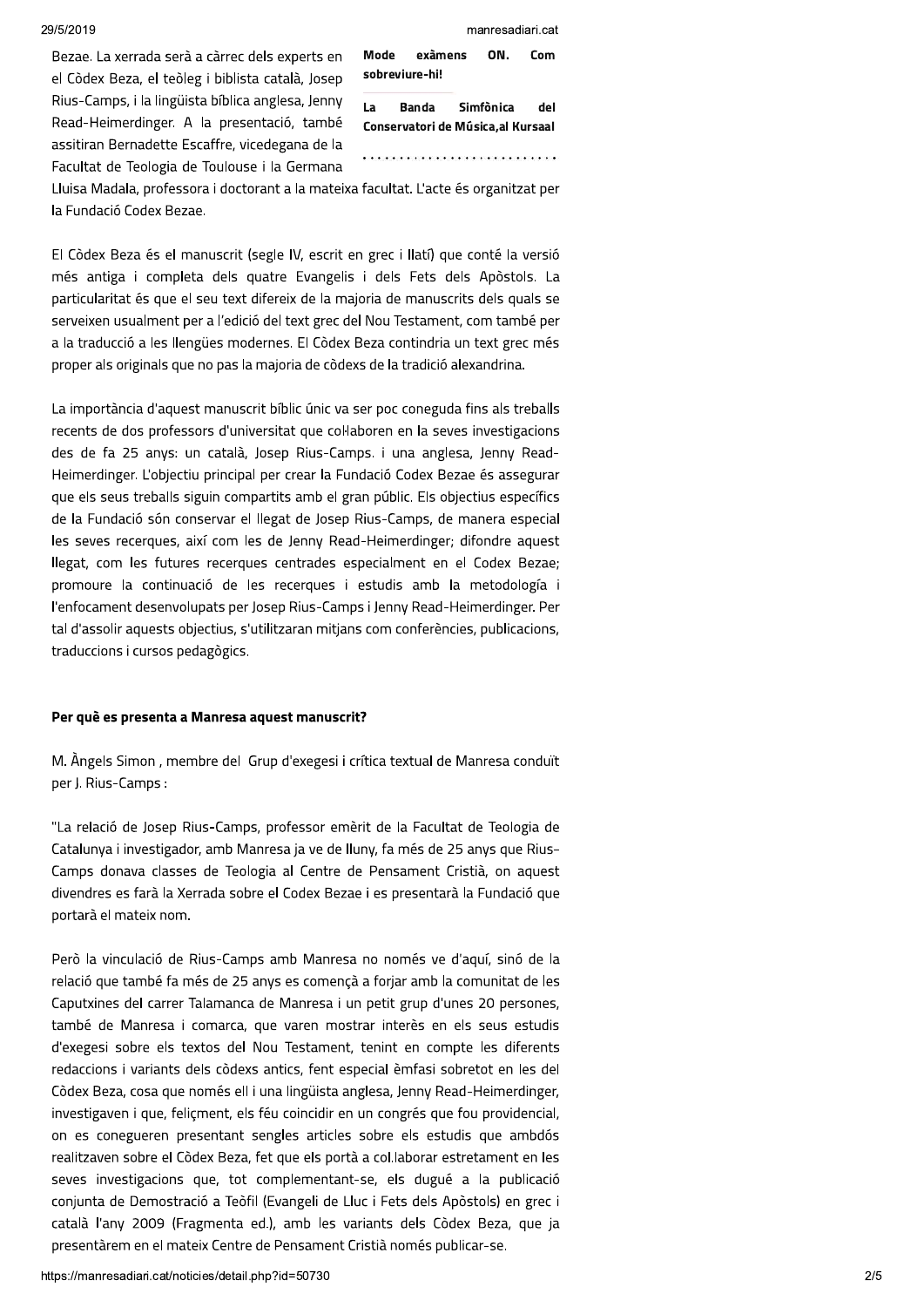Bezae. La xerrada serà a càrrec dels experts en el Còdex Beza, el teòleg i biblista català, Josep Rius-Camps, i la lingüista bíblica anglesa, Jenny Read-Heimerdinger. A la presentació, també assitiran Bernadette Escaffre, vicedegana de la Facultat de Teologia de Toulouse i la Germana Lluisa Madala, professora i doctorant a la mateixa facultat. L'acte és organitzat per la Fundació Codex Bezae.

**Mode exàmens ON. Com sobreviure-hi!**

**La Banda Simfònica del Conservatori de Música,al Kursaal**

El Còdex Beza és el manuscrit (segle IV, escrit en grec i llatí) que conté la versió més antiga i completa dels quatre Evangelis i dels Fets dels Apòstols. La particularitat és que el seu text difereix de la majoria de manuscrits dels quals se serveixen usualment per a l'edició del text grec del Nou Testament, com també per a la traducció a les llengües modernes. El Còdex Beza contindria un text grec més proper als originals que no pas la majoria de còdexs de la tradició alexandrina.

La importància d'aquest manuscrit bíblic únic va ser poc coneguda fins als treballs recents de dos professors d'universitat que col·laboren en la seves investigacions des de fa 25 anys: un català, Josep Rius-Camps. i una anglesa, Jenny Read-Heimerdinger. L'objectiu principal per crear la Fundació Codex Bezae és assegurar que els seus treballs siguin compartits amb el gran públic. Els objectius específics de la Fundació són conservar el llegat de Josep Rius-Camps, de manera especial les seves recerques, així com les de Jenny Read-Heimerdinger; difondre aquest llegat, com les futures recerques centrades especialment en el Codex Bezae; promoure la continuació de les recerques i estudis amb la metodología i l'enfocament desenvolupats per Josep Rius-Camps i Jenny Read-Heimerdinger. Per tal d'assolir aquests objectius, s'utilitzaran mitjans com conferències, publicacions, traduccions i cursos pedagògics.

**Per què es presenta a Manresa aquest manuscrit?**

M. Àngels Simon , membre del Grup d'exegesi i crítica textual de Manresa conduït per J. Rius-Camps :

"La relació de Josep Rius-Camps, professor emèrit de la Facultat de Teologia de Catalunya i investigador, amb Manresa ja ve de lluny, fa més de 25 anys que Rius-Camps donava classes de Teologia al Centre de Pensament Cristià, on aquest divendres es farà la Xerrada sobre el Codex Bezae i es presentarà la Fundació que portarà el mateix nom.

Però la vinculació de Rius-Camps amb Manresa no només ve d'aquí, sinó de la relació que també fa més de 25 anys es començà a forjar amb la comunitat de les Caputxines del carrer Talamanca de Manresa i un petit grup d'unes 20 persones, també de Manresa i comarca, que varen mostrar interès en els seus estudis d'exegesi sobre els textos del Nou Testament, tenint en compte les diferents redaccions i variants dels còdexs antics, fent especial èmfasi sobretot en les del Còdex Beza, cosa que només ell i una lingüista anglesa, Jenny Read-Heimerdinger, investigaven i que, feliçment, els féu coincidir en un congrés que fou providencial, on es conegueren presentant sengles articles sobre els estudis que ambdós realitzaven sobre el Còdex Beza, fet que els portà a col.laborar estretament en les seves investigacions que, tot complementant-se, els dugué a la publicació conjunta de Demostració a Teòfil (Evangeli de Lluc i Fets dels Apòstols) en grec i català l'any 2009 (Fragmenta ed.), amb les variants dels Còdex Beza, que ja presentàrem en el mateix Centre de Pensament Cristià només publicar-se.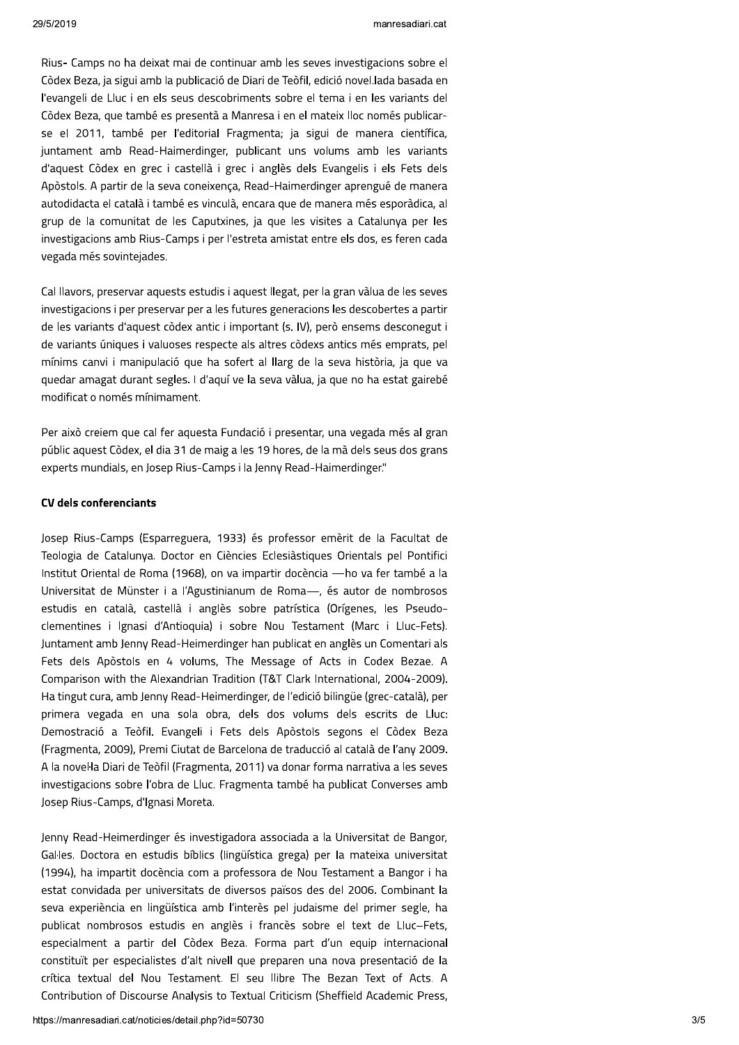Rius- Camps no ha deixat mai de continuar amb les seves investigacions sobre el Còdex Beza, ja sigui amb la publicació de Diari de Teòfil, edició novel.lada basada en l'evangeli de Lluc i en els seus descobriments sobre el tema i en les variants del Còdex Beza, que també es presentà a Manresa i en el mateix lloc només publicar-se el 2011, també per l'editorial Fragmenta; ja sigui de manera científica, juntament amb Read-Haimerdinger, publicant uns volums amb les variants d'aquest Còdex en grec i castellà i grec i anglès dels Evangelis i els Fets dels Apòstols. A partir de la seva coneixença, Read-Haimerdinger aprengué de manera autodidacta el català i també es vinculà, encara que de manera més esporàdica, al grup de la comunitat de les Caputxines, ja que les visites a Catalunya per les investigacions amb Rius-Camps i per l'estreta amistat entre els dos, es feren cada vegada més sovintejades.

Cal llavors, preservar aquests estudis i aquest llegat, per la gran vàlua de les seves investigacions i per preservar per a les futures generacions les descobertes a partir de les variants d'aquest còdex antic i important (s. IV), però ensems desconegut i de variants úniques i valuoses respecte als altres còdexs antics més emprats, pel mínims canvi i manipulació que ha sofert al llarg de la seva història, ja que va quedar amagat durant segles. I d'aquí ve la seva vàlua, ja que no ha estat gairebé modificat o només mínimament.

Per això creiem que cal fer aquesta Fundació i presentar, una vegada més al gran públic aquest Còdex, el dia 31 de maig a les 19 hores, de la mà dels seus dos grans experts mundials, en Josep Rius-Camps i la Jenny Read-Haimerdinger."

**CV dels conferenciants**

Josep Rius-Camps (Esparreguera, 1933) és professor emèrit de la Facultat de Teologia de Catalunya. Doctor en Ciències Eclesiàstiques Orientals pel Pontifici Institut Oriental de Roma (1968), on va impartir docència —ho va fer també a la Universitat de Münster i a l'Agustinianum de Roma—, és autor de nombrosos estudis en català, castellà i anglès sobre patrística (Orígenes, les Pseudo-clementines i Ignasi d'Antioquia) i sobre Nou Testament (Marc i Lluc-Fets). Juntament amb Jenny Read-Heimerdinger han publicat en anglès un Comentari als Fets dels Apòstols en 4 volums, The Message of Acts in Codex Bezae. A Comparison with the Alexandrian Tradition (T&T Clark International, 2004-2009). Ha tingut cura, amb Jenny Read-Heimerdinger, de l'edició bilingüe (grec-català), per primera vegada en una sola obra, dels dos volums dels escrits de Lluc: Demostració a Teòfil. Evangeli i Fets dels Apòstols segons el Còdex Beza (Fragmenta, 2009), Premi Ciutat de Barcelona de traducció al català de l'any 2009. A la novel·la Diari de Teòfil (Fragmenta, 2011) va donar forma narrativa a les seves investigacions sobre l'obra de Lluc. Fragmenta també ha publicat Converses amb Josep Rius-Camps, d'Ignasi Moreta.

Jenny Read-Heimerdinger és investigadora associada a la Universitat de Bangor, Gal·les. Doctora en estudis bíblics (lingüística grega) per la mateixa universitat (1994), ha impartit docència com a professora de Nou Testament a Bangor i ha estat convidada per universitats de diversos països des del 2006. Combinant la seva experiència en lingüística amb l'interès pel judaisme del primer segle, ha publicat nombrosos estudis en anglès i francès sobre el text de Lluc–Fets, especialment a partir del Còdex Beza. Forma part d'un equip internacional constituït per especialistes d'alt nivell que preparen una nova presentació de la crítica textual del Nou Testament. El seu llibre The Bezan Text of Acts. A Contribution of Discourse Analysis to Textual Criticism (Sheffield Academic Press,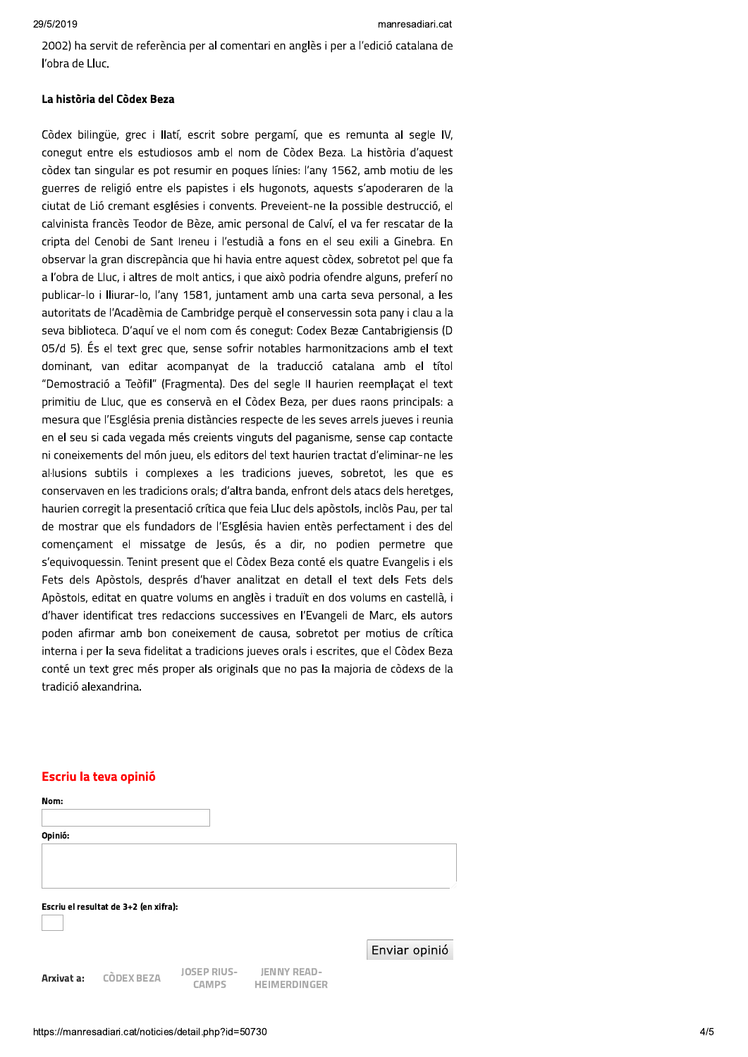2002) ha servit de referència per al comentari en anglès i per a l'edició catalana de l'obra de Lluc.

### La història del Còdex Beza

Còdex bilingüe, grec i llatí, escrit sobre pergamí, que es remunta al segle IV, conegut entre els estudiosos amb el nom de Còdex Beza. La història d'aquest còdex tan singular es pot resumir en poques línies: l'any 1562, amb motiu de les guerres de religió entre els papistes i els hugonots, aquests s'apoderaren de la ciutat de Lió cremant esglésies i convents. Preveient-ne la possible destrucció, el calvinista francès Teodor de Bèze, amic personal de Calví, el va fer rescatar de la cripta del Cenobi de Sant Ireneu i l'estudià a fons en el seu exili a Ginebra. En observar la gran discrepància que hi havia entre aquest còdex, sobretot pel que fa a l'obra de Lluc, i altres de molt antics, i que això podria ofendre alguns, preferí no publicar-lo i lliurar-lo, l'any 1581, juntament amb una carta seva personal, a les autoritats de l'Acadèmia de Cambridge perquè el conservessin sota pany i clau a la seva biblioteca. D'aquí ve el nom com és conegut: Codex Bezæ Cantabrigiensis (D 05/d 5). És el text grec que, sense sofrir notables harmonitzacions amb el text dominant, van editar acompanyat de la traducció catalana amb el títol "Demostració a Teòfil" (Fragmenta). Des del segle II haurien reemplaçat el text primitiu de Lluc, que es conservà en el Còdex Beza, per dues raons principals: a mesura que l'Església prenia distàncies respecte de les seves arrels jueves i reunia en el seu si cada vegada més creients vinguts del paganisme, sense cap contacte ni coneixements del món jueu, els editors del text haurien tractat d'eliminar-ne les al·lusions subtils i complexes a les tradicions jueves, sobretot, les que es conservaven en les tradicions orals; d'altra banda, enfront dels atacs dels heretges, haurien corregit la presentació crítica que feia Lluc dels apòstols, inclòs Pau, per tal de mostrar que els fundadors de l'Església havien entès perfectament i des del començament el missatge de Jesús, és a dir, no podien permetre que s'equivoquessin. Tenint present que el Còdex Beza conté els quatre Evangelis i els Fets dels Apòstols, després d'haver analitzat en detall el text dels Fets dels Apòstols, editat en quatre volums en anglès i traduït en dos volums en castellà, i d'haver identificat tres redaccions successives en l'Evangeli de Marc, els autors poden afirmar amb bon coneixement de causa, sobretot per motius de crítica interna i per la seva fidelitat a tradicions jueves orals i escrites, que el Còdex Beza conté un text grec més proper als originals que no pas la majoria de còdexs de la tradició alexandrina.

## Escriu la teva opinió

**Nom:**

**Opinió:**

**Escriu el resultat de 3+2 (en xifra):**

Enviar opinió

**Arxivat a:** CÒDEX BEZA | JOSEP RIUS-CAMPS | JENNY READ-HEIMERDINGER